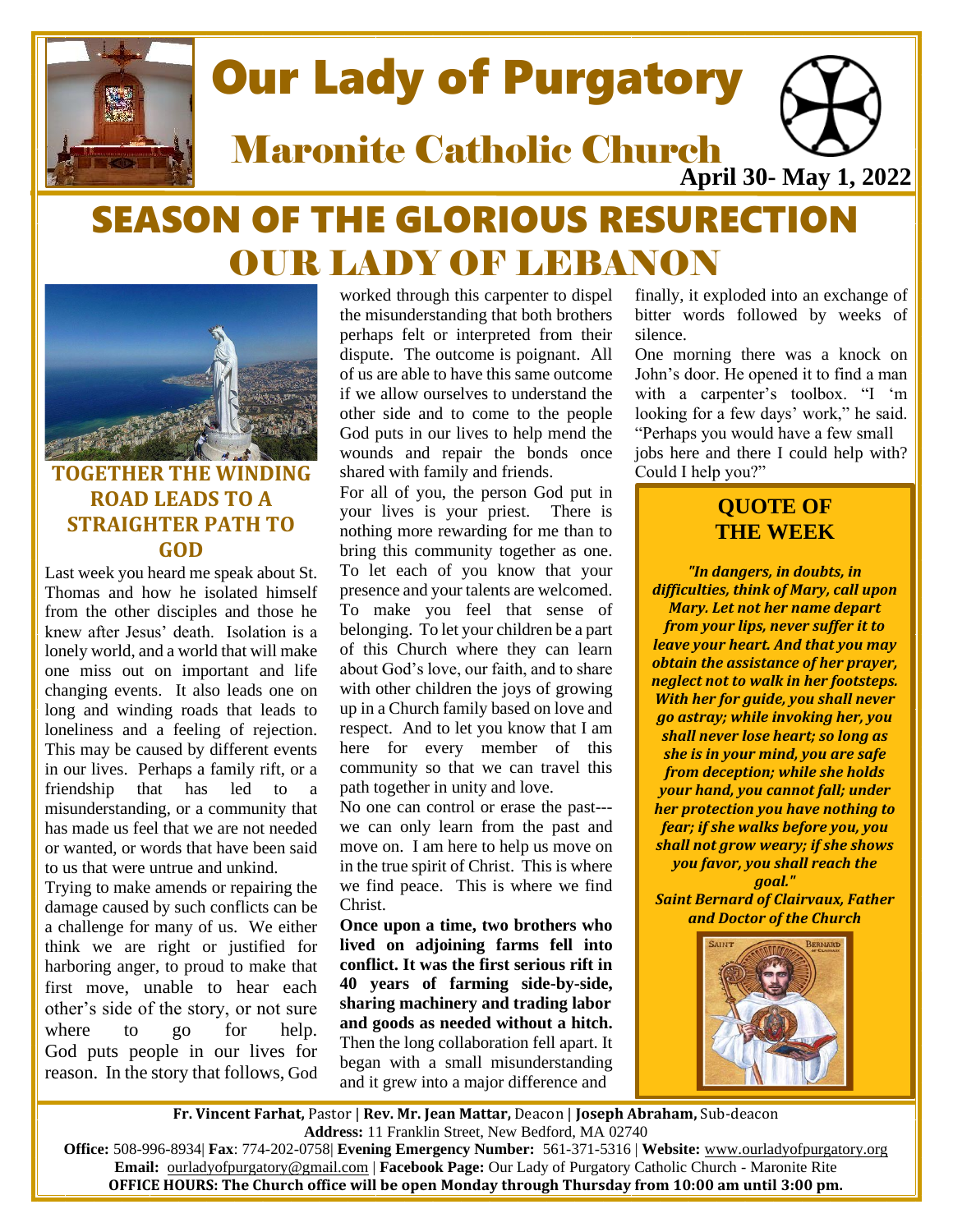# Our Lady of Purgatory

## Maronite Catholic Church

**April 30- May 1, 2022**

# SEASON OF THE GLORIOUS RESURECTION

# OUR LADY OF LEBANON

### TOGETHER THE WINDING ROAD LEADS TO A STRAIGHTER PATH TO GOD

Last week you heard me speak about St. Thomas and how he isolated himself from the other disciples and those he knew after Jesus' death. Isolation is a lonely world, and a world that will make one miss out on important and life changing events. It also leads one on long and winding roads that leads to loneliness and a feeling of rejection. This may be caused by different events in our lives. Perhaps a family rift, or a friendship that has led to a misunderstanding, or a community that has made us feel that we are not needed or wanted, or words that have been said to us that were untrue and unkind.

Trying to make amends or repairing the damage caused by such conflicts can be a challenge for many of us. We either think we are right or justified for harboring anger, to proud to make that first move, unable to hear each other's side of the story, or not sure where to go for help. God puts people in our lives for reason. In the story that follows, God worked through this carpenter to dispel the misunderstanding that both brothers perhaps felt or interpreted from their dispute. The outcome is poignant. All of us are able to have this same outcome if we allow ourselves to understand the other side and to come to the people God puts in our lives to help mend the wounds and repair the bonds once shared with family and friends.

For all of you, the person God put in your lives is your priest. There is nothing more rewarding for me than to bring this community together as one. To let each of you know that your presence and your talents are welcomed. To make you feel that sense of belonging. To let your children be a part of this Church where they can learn about God's love, our faith, and to share with other children the joys of growing up in a Church family based on love and respect. And to let you know that I am here for every member of this community so that we can travel this path together in unity and love.

No one can control or erase the past---we can only learn from the past and move on. I am here to help us move on in the true spirit of Christ. This is where we find peace. This is where we find Christ.

**Once upon a time, two brothers who lived on adjoining farms fell into conflict. It was the first serious rift in 40 years of farming side-by-side, sharing machinery and trading labor and goods as needed without a hitch.** Then the long collaboration fell apart. It began with a small misunderstanding and it grew into a major difference and finally, it exploded into an exchange of bitter words followed by weeks of silence.

One morning there was a knock on John's door. He opened it to find a man with a carpenter's toolbox. "I 'm looking for a few days' work," he said. "Perhaps you would have a few small jobs here and there I could help with? Could I help you?"

### QUOTE OF THE WEEK

***"In dangers, in doubts, in difficulties, think of Mary, call upon Mary. Let not her name depart from your lips, never suffer it to leave your heart. And that you may obtain the assistance of her prayer, neglect not to walk in her footsteps. With her for guide, you shall never go astray; while invoking her, you shall never lose heart; so long as she is in your mind, you are safe from deception; while she holds your hand, you cannot fall; under her protection you have nothing to fear; if she walks before you, you shall not grow weary; if she shows you favor, you shall reach the goal."***

***Saint Bernard of Clairvaux, Father and Doctor of the Church***

---

**Fr. Vincent Farhat,** Pastor | **Rev. Mr. Jean Mattar,** Deacon | **Joseph Abraham,** Sub-deacon
**Address:** 11 Franklin Street, New Bedford, MA 02740
**Office:** 508-996-8934| **Fax**: 774-202-0758| **Evening Emergency Number:** 561-371-5316 | **Website:** www.ourladyofpurgatory.org
**Email:** ourladyofpurgatory@gmail.com | **Facebook Page:** Our Lady of Purgatory Catholic Church - Maronite Rite
**OFFICE HOURS: The Church office will be open Monday through Thursday from 10:00 am until 3:00 pm.**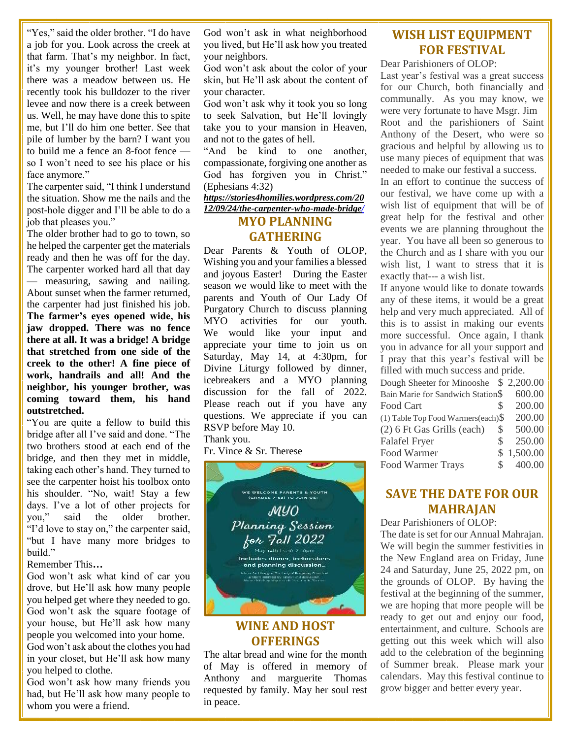"Yes," said the older brother. "I do have a job for you. Look across the creek at that farm. That's my neighbor. In fact, it's my younger brother! Last week there was a meadow between us. He recently took his bulldozer to the river levee and now there is a creek between us. Well, he may have done this to spite me, but I'll do him one better. See that pile of lumber by the barn? I want you to build me a fence an 8-foot fence — so I won't need to see his place or his face anymore."

The carpenter said, "I think I understand the situation. Show me the nails and the post-hole digger and I'll be able to do a job that pleases you."

The older brother had to go to town, so he helped the carpenter get the materials ready and then he was off for the day. The carpenter worked hard all that day — measuring, sawing and nailing. About sunset when the farmer returned, the carpenter had just finished his job. **The farmer's eyes opened wide, his jaw dropped. There was no fence there at all. It was a bridge! A bridge that stretched from one side of the creek to the other! A fine piece of work, handrails and all! And the neighbor, his younger brother, was coming toward them, his hand outstretched.**

"You are quite a fellow to build this bridge after all I've said and done. "The two brothers stood at each end of the bridge, and then they met in middle, taking each other's hand. They turned to see the carpenter hoist his toolbox onto his shoulder. "No, wait! Stay a few days. I've a lot of other projects for you," said the older brother. "I'd love to stay on," the carpenter said, "but I have many more bridges to build."

Remember This**…**

God won't ask what kind of car you drove, but He'll ask how many people you helped get where they needed to go.

God won't ask the square footage of your house, but He'll ask how many people you welcomed into your home.

God won't ask about the clothes you had in your closet, but He'll ask how many you helped to clothe.

God won't ask how many friends you had, but He'll ask how many people to whom you were a friend.

God won't ask in what neighborhood you lived, but He'll ask how you treated your neighbors.

God won't ask about the color of your skin, but He'll ask about the content of your character.

God won't ask why it took you so long to seek Salvation, but He'll lovingly take you to your mansion in Heaven, and not to the gates of hell.

"And be kind to one another, compassionate, forgiving one another as God has forgiven you in Christ." (Ephesians 4:32)

***https://stories4homilies.wordpress.com/2012/09/24/the-carpenter-who-made-bridge/***

## MYO PLANNING GATHERING

Dear Parents & Youth of OLOP,

Wishing you and your families a blessed and joyous Easter! During the Easter season we would like to meet with the parents and Youth of Our Lady Of Purgatory Church to discuss planning MYO activities for our youth. We would like your input and appreciate your time to join us on Saturday, May 14, at 4:30pm, for Divine Liturgy followed by dinner, icebreakers and a MYO planning discussion for the fall of 2022. Please reach out if you have any questions. We appreciate if you can RSVP before May 10.

Thank you.

Fr. Vince & Sr. Therese

## WINE AND HOST OFFERINGS

The altar bread and wine for the month of May is offered in memory of Anthony and marguerite Thomas requested by family. May her soul rest in peace.

## WISH LIST EQUIPMENT FOR FESTIVAL

Dear Parishioners of OLOP:

Last year's festival was a great success for our Church, both financially and communally. As you may know, we were very fortunate to have Msgr. Jim Root and the parishioners of Saint Anthony of the Desert, who were so gracious and helpful by allowing us to use many pieces of equipment that was needed to make our festival a success.

In an effort to continue the success of our festival, we have come up with a wish list of equipment that will be of great help for the festival and other events we are planning throughout the year. You have all been so generous to the Church and as I share with you our wish list, I want to stress that it is exactly that--- a wish list.

If anyone would like to donate towards any of these items, it would be a great help and very much appreciated. All of this is to assist in making our events more successful. Once again, I thank you in advance for all your support and I pray that this year's festival will be filled with much success and pride.

| Item | Cost |
|---|---|
| Dough Sheeter for Minooshe | $ 2,200.00 |
| Bain Marie for Sandwich Station | $ 600.00 |
| Food Cart | $ 200.00 |
| (1) Table Top Food Warmers(each) | $ 200.00 |
| (2) 6 Ft Gas Grills (each) | $ 500.00 |
| Falafel Fryer | $ 250.00 |
| Food Warmer | $ 1,500.00 |
| Food Warmer Trays | $ 400.00 |

## SAVE THE DATE FOR OUR MAHRAJAN

Dear Parishioners of OLOP:

The date is set for our Annual Mahrajan. We will begin the summer festivities in the New England area on Friday, June 24 and Saturday, June 25, 2022 pm, on the grounds of OLOP. By having the festival at the beginning of the summer, we are hoping that more people will be ready to get out and enjoy our food, entertainment, and culture. Schools are getting out this week which will also add to the celebration of the beginning of Summer break. Please mark your calendars. May this festival continue to grow bigger and better every year.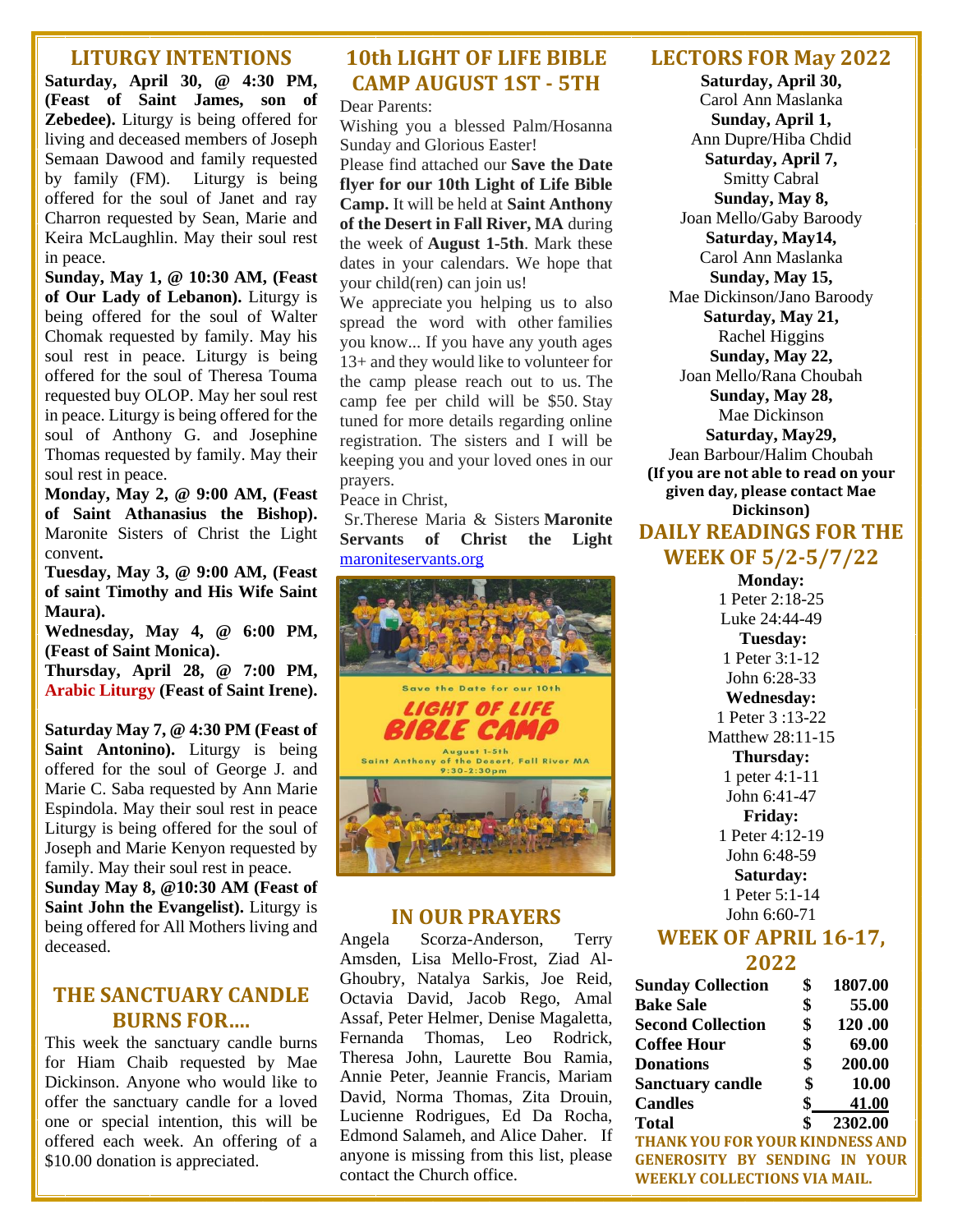## LITURGY INTENTIONS

**Saturday, April 30, @ 4:30 PM, (Feast of Saint James, son of Zebedee).** Liturgy is being offered for living and deceased members of Joseph Semaan Dawood and family requested by family (FM). Liturgy is being offered for the soul of Janet and ray Charron requested by Sean, Marie and Keira McLaughlin. May their soul rest in peace.

**Sunday, May 1, @ 10:30 AM, (Feast of Our Lady of Lebanon).** Liturgy is being offered for the soul of Walter Chomak requested by family. May his soul rest in peace. Liturgy is being offered for the soul of Theresa Touma requested buy OLOP. May her soul rest in peace. Liturgy is being offered for the soul of Anthony G. and Josephine Thomas requested by family. May their soul rest in peace.

**Monday, May 2, @ 9:00 AM, (Feast of Saint Athanasius the Bishop).** Maronite Sisters of Christ the Light convent**.**

**Tuesday, May 3, @ 9:00 AM, (Feast of saint Timothy and His Wife Saint Maura).**

**Wednesday, May 4, @ 6:00 PM, (Feast of Saint Monica).**

**Thursday, April 28, @ 7:00 PM, Arabic Liturgy (Feast of Saint Irene).**

**Saturday May 7, @ 4:30 PM (Feast of Saint Antonino).** Liturgy is being offered for the soul of George J. and Marie C. Saba requested by Ann Marie Espindola. May their soul rest in peace Liturgy is being offered for the soul of Joseph and Marie Kenyon requested by family. May their soul rest in peace.

**Sunday May 8, @10:30 AM (Feast of Saint John the Evangelist).** Liturgy is being offered for All Mothers living and deceased.

## THE SANCTUARY CANDLE BURNS FOR....

This week the sanctuary candle burns for Hiam Chaib requested by Mae Dickinson. Anyone who would like to offer the sanctuary candle for a loved one or special intention, this will be offered each week. An offering of a $10.00 donation is appreciated.

## 10th LIGHT OF LIFE BIBLE CAMP AUGUST 1ST - 5TH

Dear Parents:

Wishing you a blessed Palm/Hosanna Sunday and Glorious Easter!

Please find attached our **Save the Date flyer for our 10th Light of Life Bible Camp.** It will be held at **Saint Anthony of the Desert in Fall River, MA** during the week of **August 1-5th**. Mark these dates in your calendars. We hope that your child(ren) can join us!

We appreciate you helping us to also spread the word with other families you know... If you have any youth ages 13+ and they would like to volunteer for the camp please reach out to us. The camp fee per child will be $50. Stay tuned for more details regarding online registration. The sisters and I will be keeping you and your loved ones in our prayers.

Peace in Christ,

Sr.Therese Maria & Sisters **Maronite Servants of Christ the Light**
maroniteservants.org

Save the Date for our 10th

LIGHT OF LIFE BIBLE CAMP

August 1-5th
Saint Anthony of the Desert, Fall River MA
9:30-2:30pm

## IN OUR PRAYERS

Angela Scorza-Anderson, Terry Amsden, Lisa Mello-Frost, Ziad Al-Ghoubry, Natalya Sarkis, Joe Reid, Octavia David, Jacob Rego, Amal Assaf, Peter Helmer, Denise Magaletta, Fernanda Thomas, Leo Rodrick, Theresa John, Laurette Bou Ramia, Annie Peter, Jeannie Francis, Mariam David, Norma Thomas, Zita Drouin, Lucienne Rodrigues, Ed Da Rocha, Edmond Salameh, and Alice Daher. If anyone is missing from this list, please contact the Church office.

## LECTORS FOR May 2022

**Saturday, April 30,**
Carol Ann Maslanka
**Sunday, April 1,**
Ann Dupre/Hiba Chdid
**Saturday, April 7,**
Smitty Cabral
**Sunday, May 8,**
Joan Mello/Gaby Baroody
**Saturday, May14,**
Carol Ann Maslanka
**Sunday, May 15,**
Mae Dickinson/Jano Baroody
**Saturday, May 21,**
Rachel Higgins
**Sunday, May 22,**
Joan Mello/Rana Choubah
**Sunday, May 28,**
Mae Dickinson
**Saturday, May29,**
Jean Barbour/Halim Choubah

**(If you are not able to read on your given day, please contact Mae Dickinson)**

## DAILY READINGS FOR THE WEEK OF 5/2-5/7/22

**Monday:**
1 Peter 2:18-25
Luke 24:44-49
**Tuesday:**
1 Peter 3:1-12
John 6:28-33
**Wednesday:**
1 Peter 3 :13-22
Matthew 28:11-15
**Thursday:**
1 peter 4:1-11
John 6:41-47
**Friday:**
1 Peter 4:12-19
John 6:48-59
**Saturday:**
1 Peter 5:1-14
John 6:60-71

## WEEK OF APRIL 16-17, 2022

| | | |
|---|---|---|
| **Sunday Collection** | **$** | **1807.00** |
| **Bake Sale** | **$** | **55.00** |
| **Second Collection** | **$** | **120 .00** |
| **Coffee Hour** | **$** | **69.00** |
| **Donations** | **$** | **200.00** |
| **Sanctuary candle** | **$** | **10.00** |
| **Candles** | **$** | **41.00** |
| **Total** | **$** | **2302.00** |

**THANK YOU FOR YOUR KINDNESS AND GENEROSITY BY SENDING IN YOUR WEEKLY COLLECTIONS VIA MAIL.**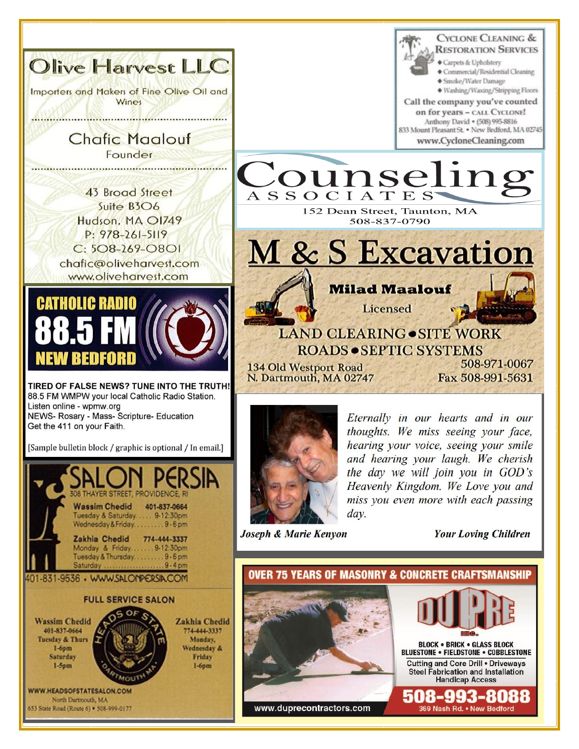## Olive Harvest LLC

Importers and Makers of Fine Olive Oil and Wines

Chafic Maalouf
Founder

43 Broad Street
Suite B306
Hudson, MA 01749
P: 978-261-5119
C: 508-269-0801
chafic@oliveharvest.com
www.oliveharvest.com

## CATHOLIC RADIO 88.5 FM NEW BEDFORD

**TIRED OF FALSE NEWS? TUNE INTO THE TRUTH!**
88.5 FM WMPW your local Catholic Radio Station.
Listen online - wpmw.org
NEWS- Rosary - Mass- Scripture- Education
Get the 411 on your Faith.

[Sample bulletin block / graphic is optional / In email.]

## SALON PERSIA

308 THAYER STREET, PROVIDENCE, RI

**Wassim Chedid** 401-837-0664
Tuesday & Saturday...... 9-12:30pm
Wednesday & Friday.......... 9-6pm

**Zakhia Chedid** 774-444-3337
Monday & Friday........ 9-12:30pm
Tuesday & Thursday.......... 9-6pm
Saturday...................... 9-4pm

401-831-9536 • WWW.SALONPERSIA.COM

**FULL SERVICE SALON**

HEADS OF STATE — DARTMOUTH MA

**Wassim Chedid**
401-837-0664
Tuesday & Thurs
1-6pm
Saturday
1-5pm

**Zakhia Chedid**
774-444-3337
Monday,
Wednesday &
Friday
1-6pm

WWW.HEADSOFSTATESALON.COM
North Dartmouth, MA
653 State Road (Route 6) • 508-999-0177

## Cyclone Cleaning & Restoration Services

- Carpets & Upholstery
- Commercial/Residential Cleaning
- Smoke/Water Damage
- Washing/Waxing/Stripping Floors

Call the company you've counted on for years – CALL CYCLONE!
Anthony David • (508) 995-8816
833 Mount Pleasant St. • New Bedford, MA 02745
www.CycloneCleaning.com

## Counseling ASSOCIATES

152 Dean Street, Taunton, MA
508-837-0790

## M & S Excavation

**Milad Maalouf**
Licensed

LAND CLEARING • SITE WORK
ROADS • SEPTIC SYSTEMS

134 Old Westport Road
N. Dartmouth, MA 02747
508-971-0067
Fax 508-991-5631

*Eternally in our hearts and in our thoughts. We miss seeing your face, hearing your voice, seeing your smile and hearing your laugh. We cherish the day we will join you in GOD's Heavenly Kingdom. We Love you and miss you even more with each passing day.*

***Joseph & Marie Kenyon*** ***Your Loving Children***

## OVER 75 YEARS OF MASONRY & CONCRETE CRAFTSMANSHIP

DUPRE INC.

BLOCK • BRICK • GLASS BLOCK
BLUESTONE • FIELDSTONE • COBBLESTONE
Cutting and Core Drill • Driveways
Steel Fabrication and Installation
Handicap Access

**508-993-8088**
369 Nash Rd. • New Bedford
www.duprecontractors.com